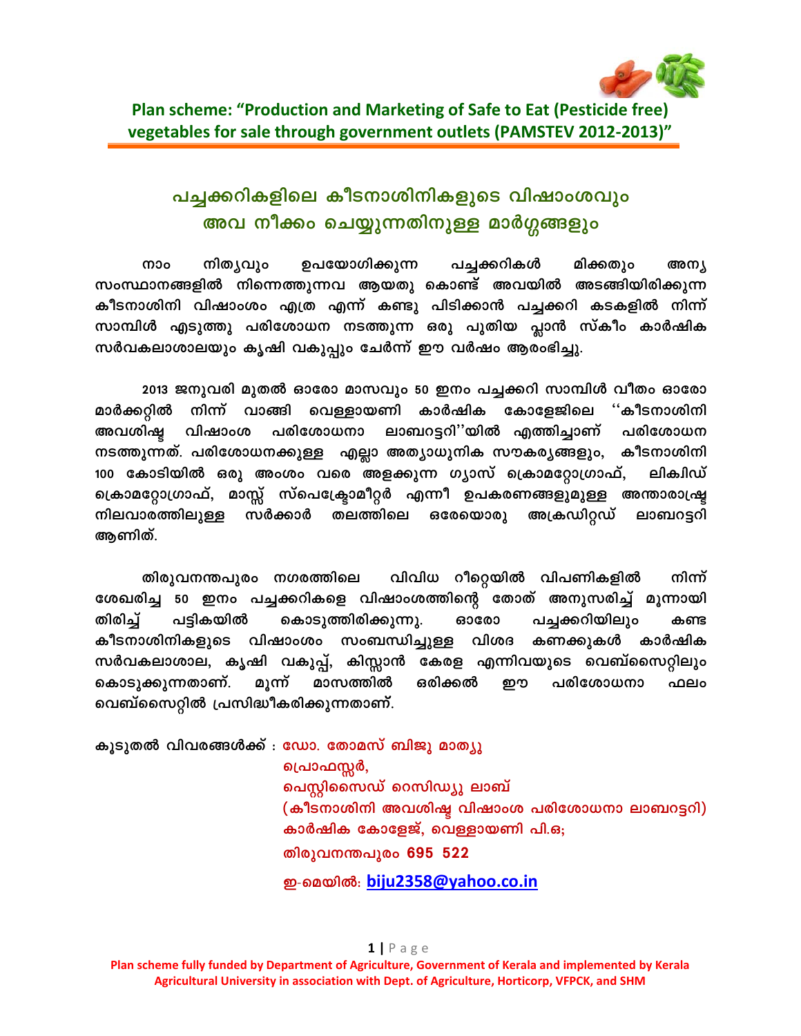# Plan scheme: "Production and Marketing of Safe to Eat (Pesticide free) vegetables for sale through government outlets (PAMSTEV 2012-2013)"

## പച്ചക്കറികളിലെ കീടനാശിനികളുടെ വിഷാംശവും അവ നീക്കം ചെയ്യുന്നതിനുള്ള മാർഗ്ഗങ്ങളും

നാം നിത്യവും ഉപയോഗിക്കുന്ന പച്ചക്കറികൾ മിക്കതും അന്യ സംസ്ഥാനങ്ങളിൽ നിന്നെത്തുന്നവ ആയതു കൊണ്ട് അവയിൽ അടങ്ങിയിരിക്കുന്ന കീടനാശിനി വിഷാംശം എത്ര എന്ന് കണ്ടു പിടിക്കാൻ പച്ചക്കറി കടകളിൽ നിന്ന് സാമ്പിൾ എടുത്തു പരിശോധന നടത്തുന്ന ഒരു പുതിയ പ്ലാൻ സ്കീം കാർഷിക സർവകലാശാലയും കൃഷി വകുപ്പും ചേർന്ന് ഈ വർഷം ആരംഭിച്ചു.

2013 ജനുവരി മുതൽ ഓരോ മാസവും 50 ഇനം പച്ചക്കറി സാമ്പിൾ വീതം ഓരോ മാർക്കറ്റിൽ നിന്ന് വാങ്ങി വെള്ളായണി കാർഷിക കോളേജിലെ ''കീടനാശിനി അവശിഷ്ട വിഷാംശ പരിശോധനാ ലാബറട്ടറി''യിൽ എത്തിച്ചാണ് പരിശോധന നടത്തുന്നത്. പരിശോധനക്കുള്ള എല്ലാ അത്യാധുനിക സൗകര്യങ്ങളും, കീടനാശിനി 100 കോടിയിൽ ഒരു അംശം വരെ അളക്കുന്ന ഗ്യാസ് ക്രൊമറ്റോഗ്രാഫ്, ലിക്വിഡ് ക്രൊമറ്റോഗ്രാഫ്, മാസ്സ് സ്പെക്ട്രോമീറ്റർ എന്നീ ഉപകരണങ്ങളുമുള്ള അന്താരാഷ്ട്ര നിലവാരത്തിലുള്ള സർക്കാർ തലത്തിലെ ഒരേയൊരു അക്രെഡിറ്റഡ് ലാബറട്ടറി ആണിത്.

തിരുവനന്തപുരം നഗരത്തിലെ വിവിധ റീറ്റെയിൽ വിപണികളിൽ നിന്ന് ശേഖരിച്ച 50 ഇനം പച്ചക്കറികളെ വിഷാംശത്തിന്റെ തോത് അനുസരിച്ച് മൂന്നായി തിരിച്ച് പട്ടികയിൽ കൊടുത്തിരിക്കുന്നു. ഓരോ പച്ചക്കറിയിലും കണ്ട കീടനാശിനികളുടെ വിഷാംശം സംബന്ധിച്ചുള്ള വിശദ കണക്കുകൾ കാർഷിക സർവകലാശാല, കൃഷി വകുപ്പ്, കിസ്സാൻ കേരള എന്നിവയുടെ വെബ്സൈറ്റിലും കൊടുക്കുന്നതാണ്. മൂന്ന് മാസത്തിൽ ഒരിക്കൽ ഈ പരിശോധനാ ഫലം വെബ്സൈറ്റിൽ പ്രസിദ്ധീകരിക്കുന്നതാണ്.

കൂടുതൽ വിവരങ്ങൾക്ക് : **ഡോ. തോമസ് ബിജു മാത്യു**
പ്രൊഫസ്സർ,
പെസ്റ്റിസൈഡ് റെസിഡ്യൂ ലാബ്
(കീടനാശിനി അവശിഷ്ട വിഷാംശ പരിശോധനാ ലാബറട്ടറി)
കാർഷിക കോളേജ്, വെള്ളായണി പി.ഒ;
തിരുവനന്തപുരം 695 522
ഇ-മെയിൽ: biju2358@yahoo.co.in

Plan scheme fully funded by Department of Agriculture, Government of Kerala and implemented by Kerala Agricultural University in association with Dept. of Agriculture, Horticorp, VFPCK, and SHM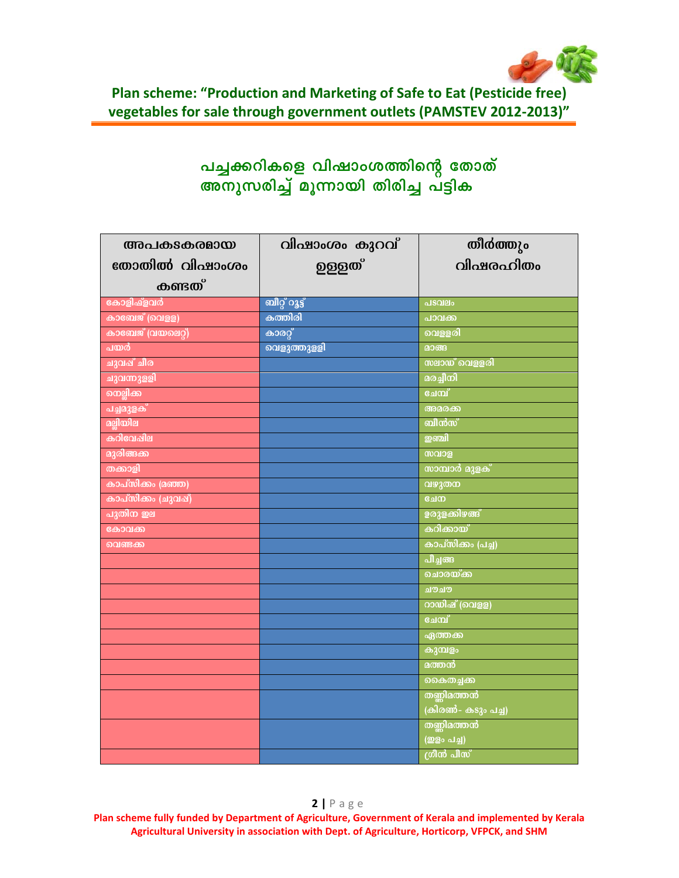Plan scheme: "Production and Marketing of Safe to Eat (Pesticide free) vegetables for sale through government outlets (PAMSTEV 2012-2013)"

## പച്ചക്കറികളെ വിഷാംശത്തിന്റെ തോത് അനുസരിച്ച് മൂന്നായി തിരിച്ച പട്ടിക

| അപകടകരമായ തോതിൽ വിഷാംശം കണ്ടത് | വിഷാംശം കുറവ് ഉള്ളത് | തീർത്തും വിഷരഹിതം |
|---|---|---|
| കോളിഫ്ളവർ | ബീറ്റ് റൂട്ട് | പടവലം |
| കാബേജ് (വെള്ള) | കത്തിരി | പാവക്ക |
| കാബേജ് (വയലെറ്റ്) | കാരറ്റ് | വെള്ളരി |
| പയർ | വെളുത്തുള്ളി | മാങ്ങ |
| ചുവപ്പ് ചീര | | സലാഡ് വെള്ളരി |
| ചുവന്നുള്ളി | | മരച്ചീനി |
| നെല്ലിക്ക | | ചേമ്പ് |
| പച്ചമുളക് | | അമരക്ക |
| മല്ലിയില | | ബീൻസ് |
| കറിവേപ്പില | | ഇഞ്ചി |
| മുരിങ്ങക്ക | | സവാള |
| തക്കാളി | | സാമ്പാർ മുളക് |
| കാപ്സിക്കം (മഞ്ഞ) | | വഴുതന |
| കാപ്സിക്കം (ചുവപ്പ്) | | ചേന |
| പുതിന ഇല | | ഉരുളക്കിഴങ്ങ് |
| കോവക്ക | | കറിക്കായ് |
| വെണ്ടക്ക | | കാപ്സിക്കം (പച്ച) |
| | | പീച്ചങ്ങ |
| | | ചൊരയ്ക്ക |
| | | ചൗചൗ |
| | | റാഡിഷ് (വെള്ള) |
| | | ചേമ്പ് |
| | | ഏത്തക്ക |
| | | കുമ്പളം |
| | | മത്തൻ |
| | | കൈതച്ചക്ക |
| | | തണ്ണിമത്തൻ (കിരൺ- കടും പച്ച) |
| | | തണ്ണിമത്തൻ (ഇളം പച്ച) |
| | | ഗ്രീൻ പീസ് |

Plan scheme fully funded by Department of Agriculture, Government of Kerala and implemented by Kerala Agricultural University in association with Dept. of Agriculture, Horticorp, VFPCK, and SHM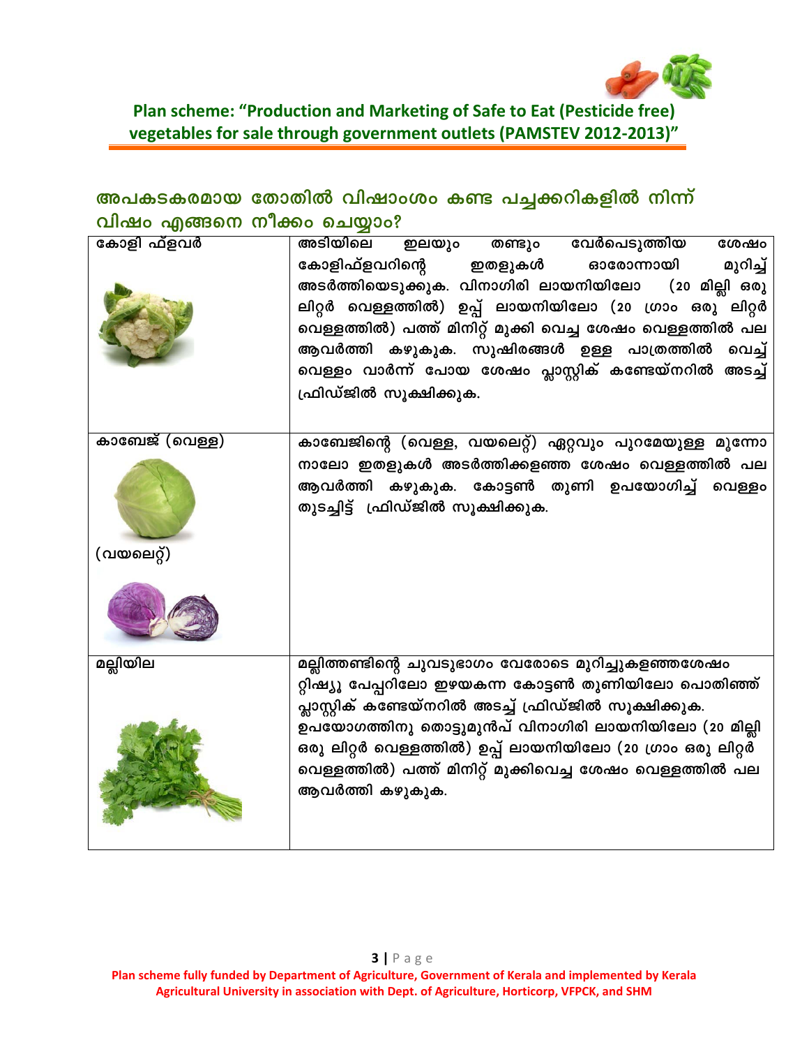Plan scheme: "Production and Marketing of Safe to Eat (Pesticide free) vegetables for sale through government outlets (PAMSTEV 2012-2013)"

## അപകടകരമായ തോതിൽ വിഷാംശം കണ്ട പച്ചക്കറികളിൽ നിന്ന് വിഷം എങ്ങനെ നീക്കം ചെയ്യാം?

| | |
|---|---|
| കോളി ഫ്ളവർ | അടിയിലെ ഇലയും തണ്ടും വേർപെടുത്തിയ ശേഷം കോളിഫ്ളവറിന്റെ ഇതളുകൾ ഓരോന്നായി മുറിച്ച് അടർത്തിയെടുക്കുക. വിനാഗിരി ലായനിയിലോ (20 മില്ലി ഒരു ലിറ്റർ വെള്ളത്തിൽ) ഉപ്പ് ലായനിയിലോ (20 ഗ്രാം ഒരു ലിറ്റർ വെള്ളത്തിൽ) പത്ത് മിനിറ്റ് മുക്കി വെച്ച ശേഷം വെള്ളത്തിൽ പല ആവർത്തി കഴുകുക. സുഷിരങ്ങൾ ഉള്ള പാത്രത്തിൽ വെച്ച് വെള്ളം വാർന്ന് പോയ ശേഷം പ്ലാസ്റ്റിക് കണ്ടേയ്നറിൽ അടച്ച് ഫ്രിഡ്ജിൽ സൂക്ഷിക്കുക. |
| കാബേജ് (വെള്ള)<br>(വയലെറ്റ്) | കാബേജിന്റെ (വെള്ള, വയലെറ്റ്) ഏറ്റവും പുറമേയുള്ള മൂന്നോ നാലോ ഇതളുകൾ അടർത്തിക്കളഞ്ഞ ശേഷം വെള്ളത്തിൽ പല ആവർത്തി കഴുകുക. കോട്ടൺ തുണി ഉപയോഗിച്ച് വെള്ളം തുടച്ചിട്ട് ഫ്രിഡ്ജിൽ സൂക്ഷിക്കുക. |
| മല്ലിയില | മല്ലിത്തണ്ടിന്റെ ചുവടുഭാഗം വേരോടെ മുറിച്ചുകളഞ്ഞശേഷം റ്റിഷ്യൂ പേപ്പറിലോ ഈഴയകന്ന കോട്ടൺ തുണിയിലോ പൊതിഞ്ഞ് പ്ലാസ്റ്റിക് കണ്ടേയ്നറിൽ അടച്ച് ഫ്രിഡ്ജിൽ സൂക്ഷിക്കുക. ഉപയോഗത്തിനു തൊട്ടുമുൻപ് വിനാഗിരി ലായനിയിലോ (20 മില്ലി ഒരു ലിറ്റർ വെള്ളത്തിൽ) ഉപ്പ് ലായനിയിലോ (20 ഗ്രാം ഒരു ലിറ്റർ വെള്ളത്തിൽ) പത്ത് മിനിറ്റ് മുക്കിവെച്ച ശേഷം വെള്ളത്തിൽ പല ആവർത്തി കഴുകുക. |

Plan scheme fully funded by Department of Agriculture, Government of Kerala and implemented by Kerala Agricultural University in association with Dept. of Agriculture, Horticorp, VFPCK, and SHM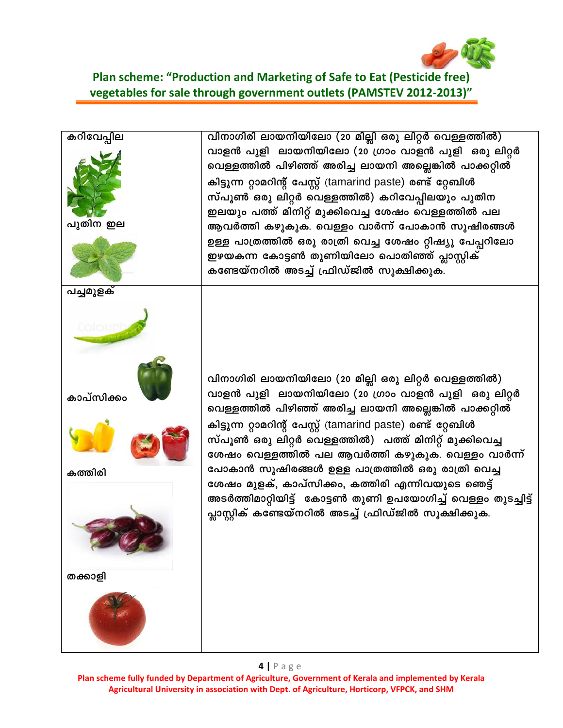| | |
|---|---|
| കറിവേപ്പില<br><br>പുതിന ഇല | വിനാഗിരി ലായനിയിലോ (20 മില്ലി ഒരു ലിറ്റർ വെള്ളത്തിൽ) വാളൻ പുളി ലായനിയിലോ (20 ഗ്രാം വാളൻ പുളി ഒരു ലിറ്റർ വെള്ളത്തിൽ പിഴിഞ്ഞ് അരിച്ച ലായനി അല്ലെങ്കിൽ പാക്കറ്റിൽ കിട്ടുന്ന റ്റാമറിന്റ് പേസ്റ്റ് (tamarind paste) രണ്ട് റ്റേബിൾ സ്പൂൺ ഒരു ലിറ്റർ വെള്ളത്തിൽ) കറിവേപ്പിലയും പുതിന ഇലയും പത്ത് മിനിറ്റ് മുക്കിവെച്ച ശേഷം വെള്ളത്തിൽ പല ആവർത്തി കഴുകുക. വെള്ളം വാർന്ന് പോകാൻ സുഷിരങ്ങൾ ഉള്ള പാത്രത്തിൽ ഒരു രാത്രി വെച്ച ശേഷം റ്റിഷ്യൂ പേപ്പറിലോ ഇഴയകന്ന കോട്ടൺ തുണിയിലോ പൊതിഞ്ഞ് പ്ലാസ്റ്റിക് കണ്ടേയ്നറിൽ അടച്ച് ഫ്രിഡ്ജിൽ സൂക്ഷിക്കുക. |
| പച്ചമുളക്<br><br>കാപ്സിക്കം<br><br>കത്തിരി<br><br>തക്കാളി | വിനാഗിരി ലായനിയിലോ (20 മില്ലി ഒരു ലിറ്റർ വെള്ളത്തിൽ) വാളൻ പുളി ലായനിയിലോ (20 ഗ്രാം വാളൻ പുളി ഒരു ലിറ്റർ വെള്ളത്തിൽ പിഴിഞ്ഞ് അരിച്ച ലായനി അല്ലെങ്കിൽ പാക്കറ്റിൽ കിട്ടുന്ന റ്റാമറിന്റ് പേസ്റ്റ് (tamarind paste) രണ്ട് റ്റേബിൾ സ്പൂൺ ഒരു ലിറ്റർ വെള്ളത്തിൽ) പത്ത് മിനിറ്റ് മുക്കിവെച്ച ശേഷം വെള്ളത്തിൽ പല ആവർത്തി കഴുകുക. വെള്ളം വാർന്ന് പോകാൻ സുഷിരങ്ങൾ ഉള്ള പാത്രത്തിൽ ഒരു രാത്രി വെച്ച ശേഷം മുളക്, കാപ്സിക്കം, കത്തിരി എന്നിവയുടെ ഞെട്ട് അടർത്തിമാറ്റിയിട്ട് കോട്ടൺ തുണി ഉപയോഗിച്ച് വെള്ളം തുടച്ചിട്ട് പ്ലാസ്റ്റിക് കണ്ടേയ്നറിൽ അടച്ച് ഫ്രിഡ്ജിൽ സൂക്ഷിക്കുക. |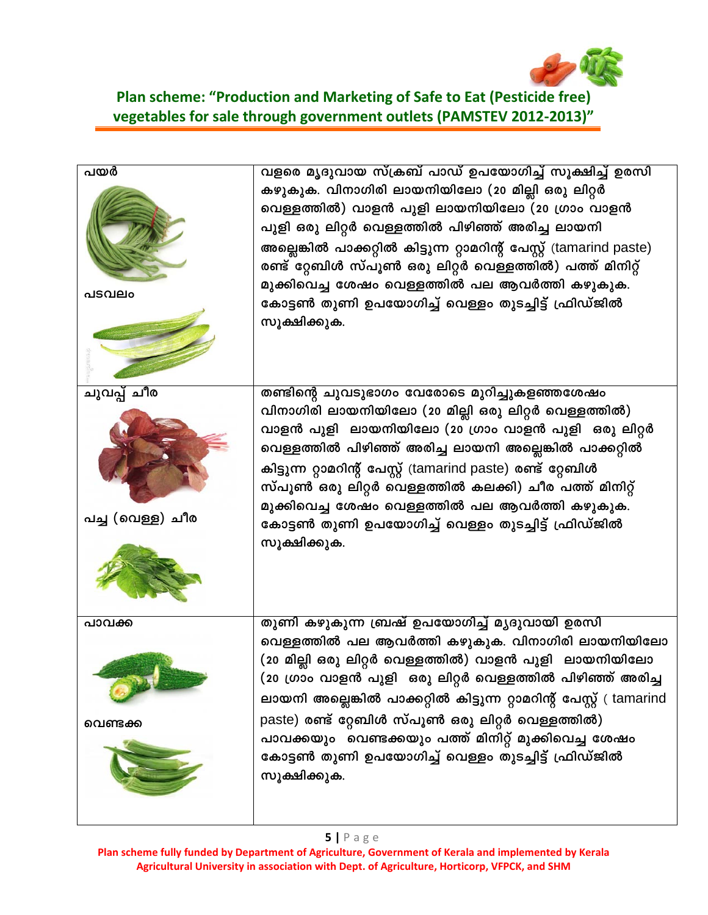| | |
|---|---|
| പയർ<br><br>പടവലം | വളരെ മൃദുവായ സ്ക്രബ് പാഡ് ഉപയോഗിച്ച് സൂക്ഷിച്ച് ഉരസി കഴുകുക. വിനാഗിരി ലായനിയിലോ (20 മില്ലി ഒരു ലിറ്റർ വെള്ളത്തിൽ) വാളൻ പുളി ലായനിയിലോ (20 ഗ്രാം വാളൻ പുളി ഒരു ലിറ്റർ വെള്ളത്തിൽ പിഴിഞ്ഞ് അരിച്ച ലായനി അല്ലെങ്കിൽ പാക്കറ്റിൽ കിട്ടുന്ന റ്റാമറിന്റ് പേസ്റ്റ് (tamarind paste) രണ്ട് റ്റേബിൾ സ്പൂൺ ഒരു ലിറ്റർ വെള്ളത്തിൽ) പത്ത് മിനിറ്റ് മുക്കിവെച്ച ശേഷം വെള്ളത്തിൽ പല ആവർത്തി കഴുകുക. കോട്ടൺ തുണി ഉപയോഗിച്ച് വെള്ളം തുടച്ചിട്ട് ഫ്രിഡ്ജിൽ സൂക്ഷിക്കുക. |
| ചുവപ്പ് ചീര<br><br>പച്ച (വെള്ള) ചീര | തണ്ടിന്റെ ചുവടുഭാഗം വേരോടെ മുറിച്ചുകളഞ്ഞശേഷം വിനാഗിരി ലായനിയിലോ (20 മില്ലി ഒരു ലിറ്റർ വെള്ളത്തിൽ) വാളൻ പുളി ലായനിയിലോ (20 ഗ്രാം വാളൻ പുളി ഒരു ലിറ്റർ വെള്ളത്തിൽ പിഴിഞ്ഞ് അരിച്ച ലായനി അല്ലെങ്കിൽ പാക്കറ്റിൽ കിട്ടുന്ന റ്റാമറിന്റ് പേസ്റ്റ് (tamarind paste) രണ്ട് റ്റേബിൾ സ്പൂൺ ഒരു ലിറ്റർ വെള്ളത്തിൽ കലക്കി) ചീര പത്ത് മിനിറ്റ് മുക്കിവെച്ച ശേഷം വെള്ളത്തിൽ പല ആവർത്തി കഴുകുക. കോട്ടൺ തുണി ഉപയോഗിച്ച് വെള്ളം തുടച്ചിട്ട് ഫ്രിഡ്ജിൽ സൂക്ഷിക്കുക. |
| പാവക്ക<br><br>വെണ്ടക്ക | തുണി കഴുകുന്ന ബ്രഷ് ഉപയോഗിച്ച് മൃദുവായി ഉരസി വെള്ളത്തിൽ പല ആവർത്തി കഴുകുക. വിനാഗിരി ലായനിയിലോ (20 മില്ലി ഒരു ലിറ്റർ വെള്ളത്തിൽ) വാളൻ പുളി ലായനിയിലോ (20 ഗ്രാം വാളൻ പുളി ഒരു ലിറ്റർ വെള്ളത്തിൽ പിഴിഞ്ഞ് അരിച്ച ലായനി അല്ലെങ്കിൽ പാക്കറ്റിൽ കിട്ടുന്ന റ്റാമറിന്റ് പേസ്റ്റ് ( tamarind paste) രണ്ട് റ്റേബിൾ സ്പൂൺ ഒരു ലിറ്റർ വെള്ളത്തിൽ) പാവക്കയും വെണ്ടക്കയും പത്ത് മിനിറ്റ് മുക്കിവെച്ച ശേഷം കോട്ടൺ തുണി ഉപയോഗിച്ച് വെള്ളം തുടച്ചിട്ട് ഫ്രിഡ്ജിൽ സൂക്ഷിക്കുക. |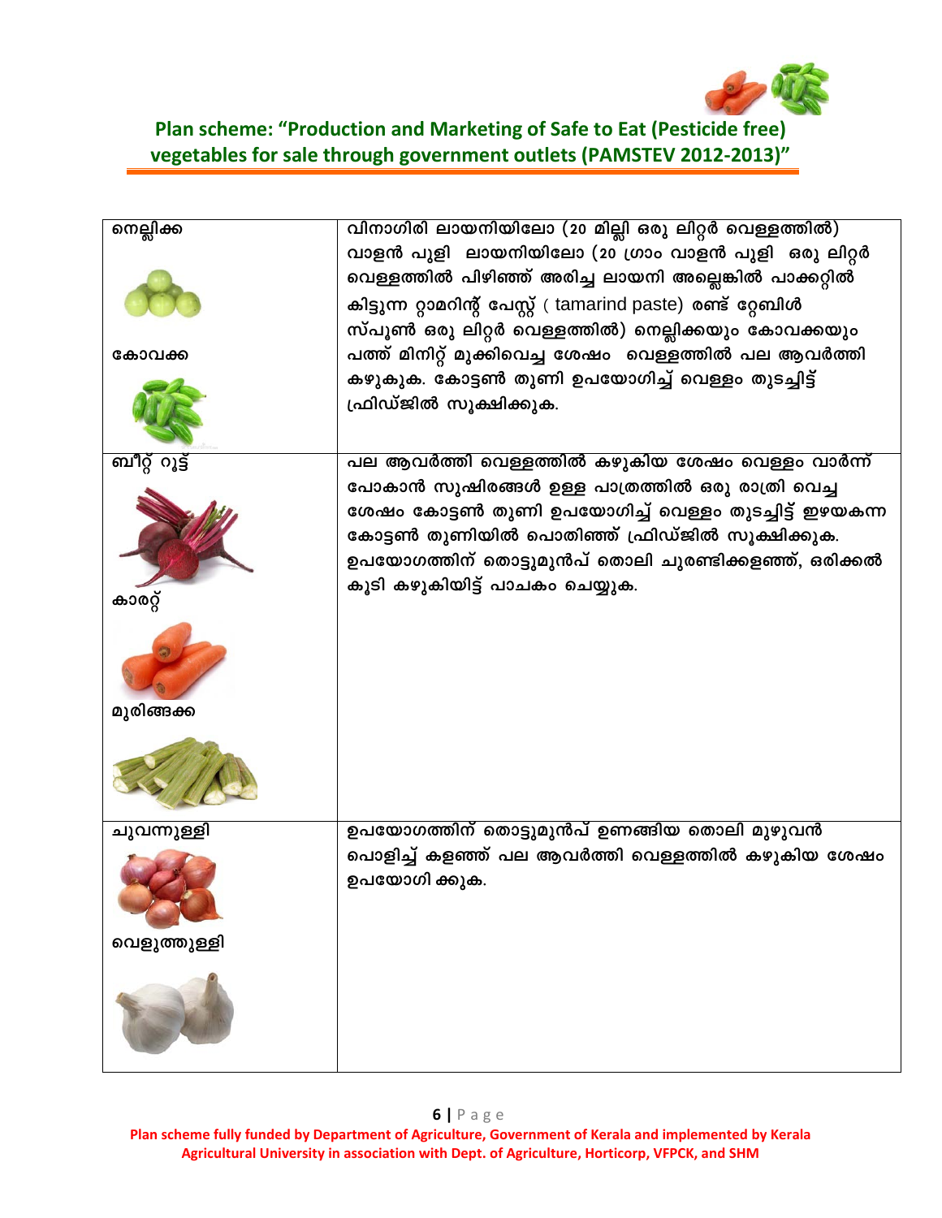| | |
|---|---|
| നെല്ലിക്ക<br><br>കോവക്ക | വിനാഗിരി ലായനിയിലോ (20 മില്ലി ഒരു ലിറ്റർ വെള്ളത്തിൽ) വാളൻ പുളി ലായനിയിലോ (20 ഗ്രാം വാളൻ പുളി ഒരു ലിറ്റർ വെള്ളത്തിൽ പിഴിഞ്ഞ് അരിച്ച ലായനി അല്ലെങ്കിൽ പാക്കറ്റിൽ കിട്ടുന്ന റ്റാമറിന്റ് പേസ്റ്റ് ( tamarind paste) രണ്ട് റ്റേബിൾ സ്പൂൺ ഒരു ലിറ്റർ വെള്ളത്തിൽ) നെല്ലിക്കയും കോവക്കയും പത്ത് മിനിറ്റ് മുക്കിവെച്ച ശേഷം വെള്ളത്തിൽ പല ആവർത്തി കഴുകുക. കോട്ടൺ തുണി ഉപയോഗിച്ച് വെള്ളം തുടച്ചിട്ട് ഫ്രിഡ്ജിൽ സൂക്ഷിക്കുക. |
| ബീറ്റ് റൂട്ട്<br><br>കാരറ്റ്<br><br>മുരിങ്ങക്ക | പല ആവർത്തി വെള്ളത്തിൽ കഴുകിയ ശേഷം വെള്ളം വാർന്ന് പോകാൻ സുഷിരങ്ങൾ ഉള്ള പാത്രത്തിൽ ഒരു രാത്രി വെച്ച ശേഷം കോട്ടൺ തുണി ഉപയോഗിച്ച് വെള്ളം തുടച്ചിട്ട് ഇഴയകന്ന കോട്ടൺ തുണിയിൽ പൊതിഞ്ഞ് ഫ്രിഡ്ജിൽ സൂക്ഷിക്കുക. ഉപയോഗത്തിന് തൊട്ടുമുൻപ് തൊലി ചുരണ്ടിക്കളഞ്ഞ്, ഒരിക്കൽ കൂടി കഴുകിയിട്ട് പാചകം ചെയ്യുക. |
| ചുവന്നുള്ളി<br><br>വെളുത്തുള്ളി | ഉപയോഗത്തിന് തൊട്ടുമുൻപ് ഉണങ്ങിയ തൊലി മുഴുവൻ പൊളിച്ച് കളഞ്ഞ് പല ആവർത്തി വെള്ളത്തിൽ കഴുകിയ ശേഷം ഉപയോഗിക്കുക. |